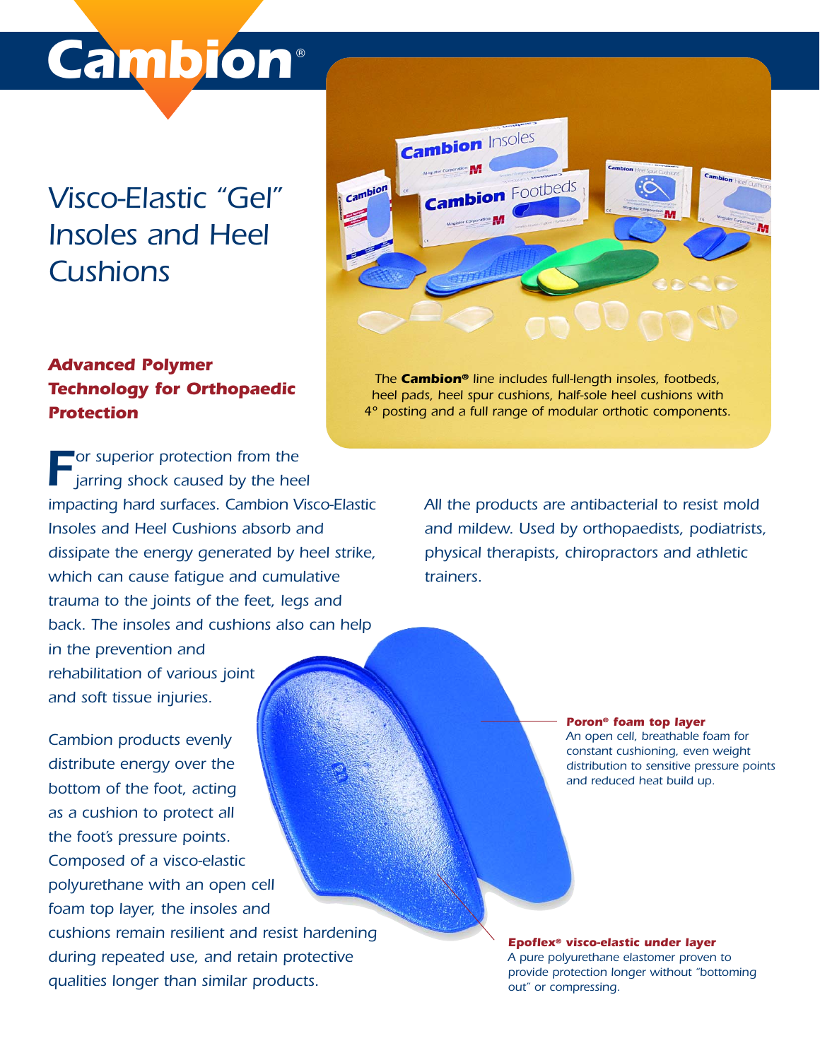# Cambion®

# Visco-Elastic "Gel" Insoles and Heel Cushions

The **Cambion®** line includes full-length insoles, footbeds, heel pads, heel spur cushions, half-sole heel cushions with 4° posting and a full range of modular orthotic components.

## Advanced Polymer Technology for Orthopaedic Protection

For superior protection from the jarring shock caused by the heel impacting hard surfaces. Cambion Visco-Elastic Insoles and Heel Cushions absorb and dissipate the energy generated by heel strike, which can cause fatigue and cumulative trauma to the joints of the feet, legs and back. The insoles and cushions also can help in the prevention and rehabilitation of various joint and soft tissue injuries.

Cambion products evenly distribute energy over the bottom of the foot, acting as a cushion to protect all the foot's pressure points. Composed of a visco-elastic polyurethane with an open cell foam top layer, the insoles and cushions remain resilient and resist hardening during repeated use, and retain protective qualities longer than similar products.

*All the products are antibacterial to resist mold and mildew. Used by orthopaedists, podiatrists, physical therapists, chiropractors and athletic trainers.*

**Poron® foam top layer**
*An open cell, breathable foam for constant cushioning, even weight distribution to sensitive pressure points and reduced heat build up.*

**Epoflex® visco-elastic under layer**
*A pure polyurethane elastomer proven to provide protection longer without "bottoming out" or compressing.*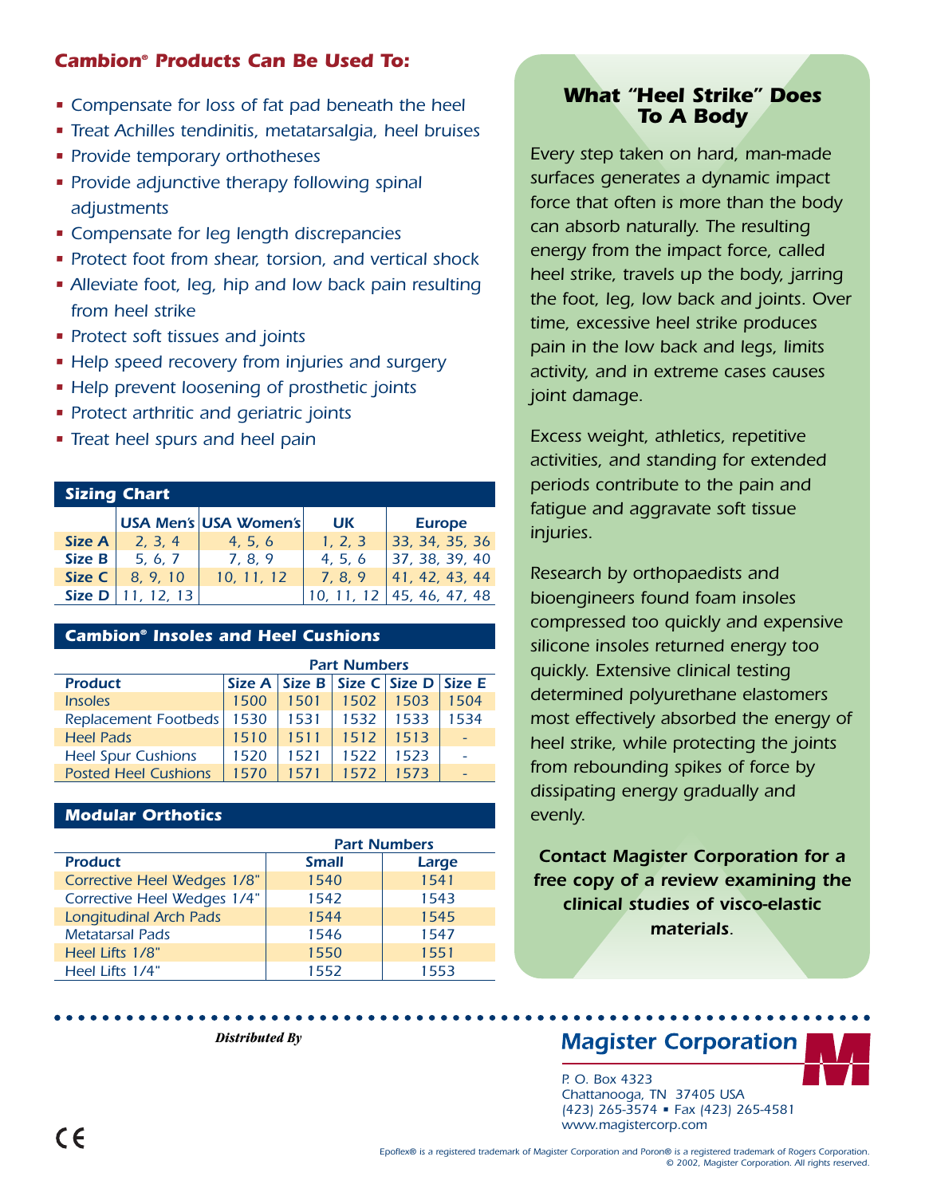## Cambion® Products Can Be Used To:

- Compensate for loss of fat pad beneath the heel
- Treat Achilles tendinitis, metatarsalgia, heel bruises
- Provide temporary orthotheses
- Provide adjunctive therapy following spinal adjustments
- Compensate for leg length discrepancies
- Protect foot from shear, torsion, and vertical shock
- Alleviate foot, leg, hip and low back pain resulting from heel strike
- Protect soft tissues and joints
- Help speed recovery from injuries and surgery
- Help prevent loosening of prosthetic joints
- Protect arthritic and geriatric joints
- Treat heel spurs and heel pain

### Sizing Chart

| | USA Men's | USA Women's | UK | Europe |
|---|---|---|---|---|
| Size A | 2, 3, 4 | 4, 5, 6 | 1, 2, 3 | 33, 34, 35, 36 |
| Size B | 5, 6, 7 | 7, 8, 9 | 4, 5, 6 | 37, 38, 39, 40 |
| Size C | 8, 9, 10 | 10, 11, 12 | 7, 8, 9 | 41, 42, 43, 44 |
| Size D | 11, 12, 13 | | 10, 11, 12 | 45, 46, 47, 48 |

### Cambion® Insoles and Heel Cushions

| | Part Numbers | | | | |
|---|---|---|---|---|---|
| Product | Size A | Size B | Size C | Size D | Size E |
| Insoles | 1500 | 1501 | 1502 | 1503 | 1504 |
| Replacement Footbeds | 1530 | 1531 | 1532 | 1533 | 1534 |
| Heel Pads | 1510 | 1511 | 1512 | 1513 | - |
| Heel Spur Cushions | 1520 | 1521 | 1522 | 1523 | - |
| Posted Heel Cushions | 1570 | 1571 | 1572 | 1573 | - |

### Modular Orthotics

| | Part Numbers | |
|---|---|---|
| Product | Small | Large |
| Corrective Heel Wedges 1/8" | 1540 | 1541 |
| Corrective Heel Wedges 1/4" | 1542 | 1543 |
| Longitudinal Arch Pads | 1544 | 1545 |
| Metatarsal Pads | 1546 | 1547 |
| Heel Lifts 1/8" | 1550 | 1551 |
| Heel Lifts 1/4" | 1552 | 1553 |

## What "Heel Strike" Does To A Body

*Every step taken on hard, man-made surfaces generates a dynamic impact force that often is more than the body can absorb naturally. The resulting energy from the impact force, called heel strike, travels up the body, jarring the foot, leg, low back and joints. Over time, excessive heel strike produces pain in the low back and legs, limits activity, and in extreme cases causes joint damage.*

*Excess weight, athletics, repetitive activities, and standing for extended periods contribute to the pain and fatigue and aggravate soft tissue injuries.*

*Research by orthopaedists and bioengineers found foam insoles compressed too quickly and expensive silicone insoles returned energy too quickly. Extensive clinical testing determined polyurethane elastomers most effectively absorbed the energy of heel strike, while protecting the joints from rebounding spikes of force by dissipating energy gradually and evenly.*

**Contact Magister Corporation for a free copy of a review examining the clinical studies of visco-elastic materials.**

*Distributed By*

**Magister Corporation**

P. O. Box 4323
Chattanooga, TN 37405 USA
(423) 265-3574 • Fax (423) 265-4581
www.magistercorp.com

CE

Epoflex® is a registered trademark of Magister Corporation and Poron® is a registered trademark of Rogers Corporation.
© 2002, Magister Corporation. All rights reserved.